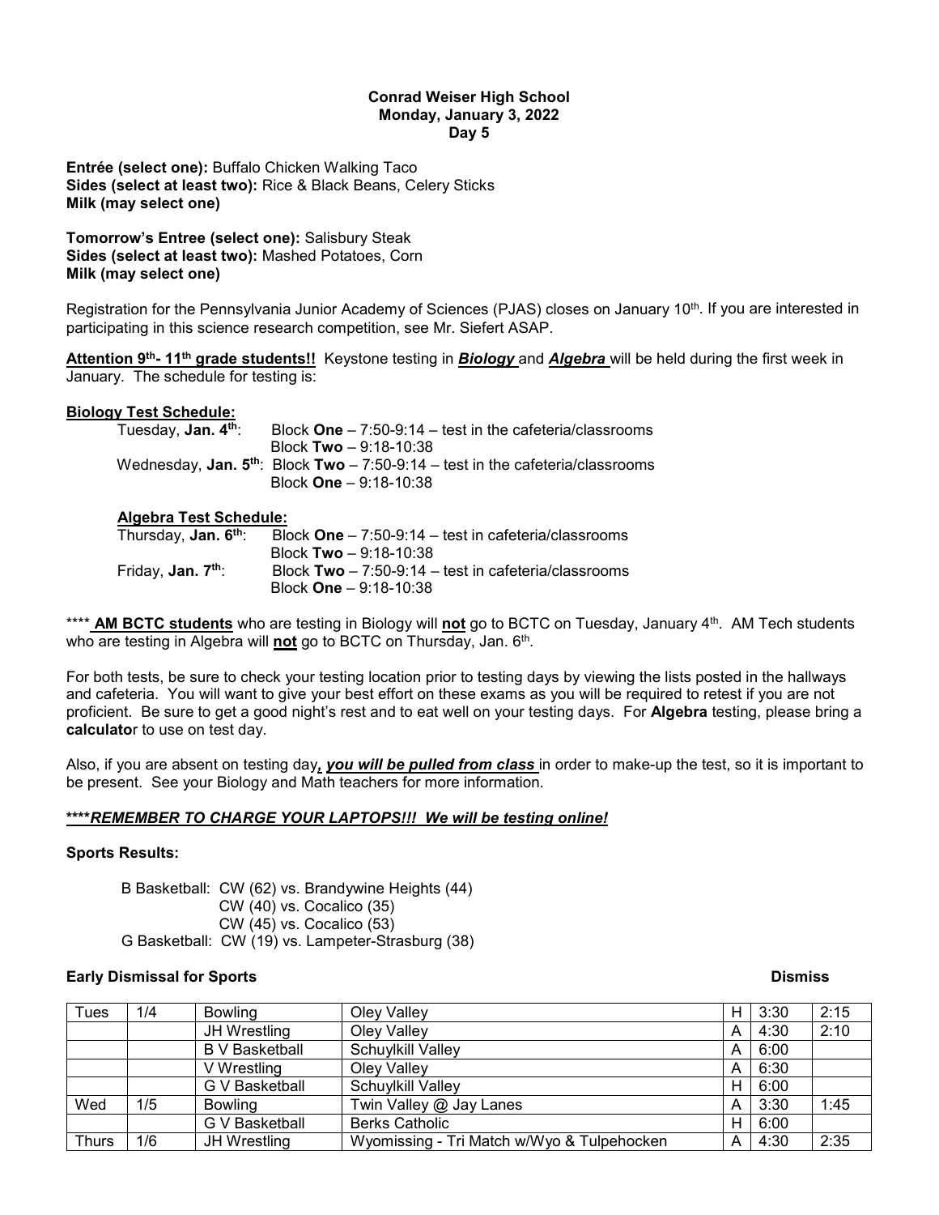**Conrad Weiser High School**
**Monday, January 3, 2022**
**Day 5**

**Entrée (select one):** Buffalo Chicken Walking Taco
**Sides (select at least two):** Rice & Black Beans, Celery Sticks
**Milk (may select one)**

**Tomorrow's Entree (select one):** Salisbury Steak
**Sides (select at least two):** Mashed Potatoes, Corn
**Milk (may select one)**

Registration for the Pennsylvania Junior Academy of Sciences (PJAS) closes on January 10th. If you are interested in participating in this science research competition, see Mr. Siefert ASAP.

**Attention 9th- 11th grade students!!** Keystone testing in ***Biology*** and ***Algebra*** will be held during the first week in January. The schedule for testing is:

**Biology Test Schedule:**

Tuesday, **Jan. 4th**: Block **One** – 7:50-9:14 – test in the cafeteria/classrooms
Block **Two** – 9:18-10:38

Wednesday, **Jan. 5th**: Block **Two** – 7:50-9:14 – test in the cafeteria/classrooms
Block **One** – 9:18-10:38

**Algebra Test Schedule:**

Thursday, **Jan. 6th**: Block **One** – 7:50-9:14 – test in cafeteria/classrooms
Block **Two** – 9:18-10:38

Friday, **Jan. 7th**: Block **Two** – 7:50-9:14 – test in cafeteria/classrooms
Block **One** – 9:18-10:38

\*\*\*\* **AM BCTC students** who are testing in Biology will **not** go to BCTC on Tuesday, January 4th. AM Tech students who are testing in Algebra will **not** go to BCTC on Thursday, Jan. 6th.

For both tests, be sure to check your testing location prior to testing days by viewing the lists posted in the hallways and cafeteria. You will want to give your best effort on these exams as you will be required to retest if you are not proficient. Be sure to get a good night's rest and to eat well on your testing days. For **Algebra** testing, please bring a **calculator** to use on test day.

Also, if you are absent on testing day***, you will be pulled from class*** in order to make-up the test, so it is important to be present. See your Biology and Math teachers for more information.

***\*\*\*\*REMEMBER TO CHARGE YOUR LAPTOPS!!! We will be testing online!***

**Sports Results:**

B Basketball: CW (62) vs. Brandywine Heights (44)
CW (40) vs. Cocalico (35)
CW (45) vs. Cocalico (53)
G Basketball: CW (19) vs. Lampeter-Strasburg (38)

**Early Dismissal for Sports** **Dismiss**

| | | | | | | Dismiss |
|---|---|---|---|---|---|---|
| Tues | 1/4 | Bowling | Oley Valley | H | 3:30 | 2:15 |
| | | JH Wrestling | Oley Valley | A | 4:30 | 2:10 |
| | | B V Basketball | Schuylkill Valley | A | 6:00 | |
| | | V Wrestling | Oley Valley | A | 6:30 | |
| | | G V Basketball | Schuylkill Valley | H | 6:00 | |
| Wed | 1/5 | Bowling | Twin Valley @ Jay Lanes | A | 3:30 | 1:45 |
| | | G V Basketball | Berks Catholic | H | 6:00 | |
| Thurs | 1/6 | JH Wrestling | Wyomissing - Tri Match w/Wyo & Tulpehocken | A | 4:30 | 2:35 |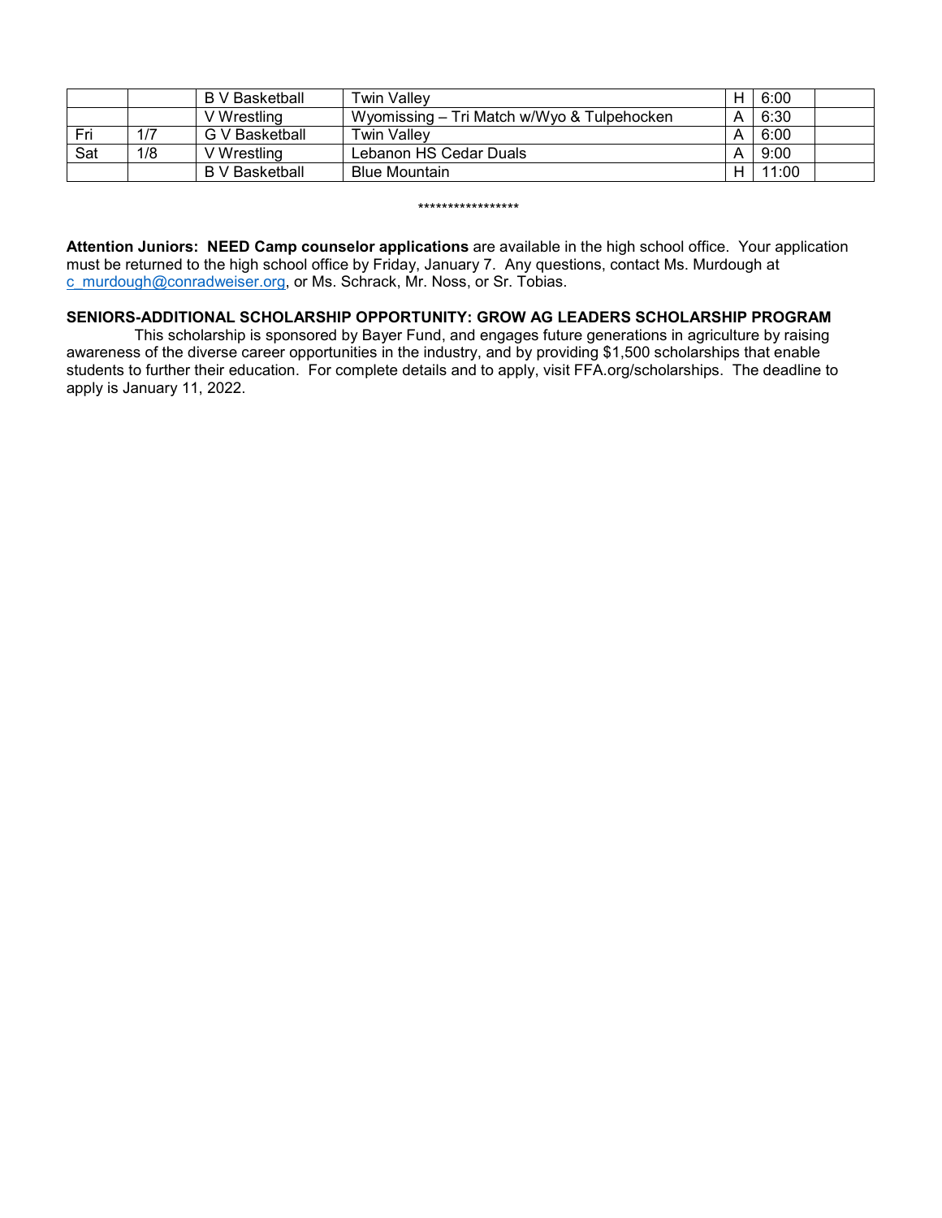| | | | | | | |
|---|---|---|---|---|---|---|
| | | B V Basketball | Twin Valley | H | 6:00 | |
| | | V Wrestling | Wyomissing – Tri Match w/Wyo & Tulpehocken | A | 6:30 | |
| Fri | 1/7 | G V Basketball | Twin Valley | A | 6:00 | |
| Sat | 1/8 | V Wrestling | Lebanon HS Cedar Duals | A | 9:00 | |
| | | B V Basketball | Blue Mountain | H | 11:00 | |

*****************

**Attention Juniors: NEED Camp counselor applications** are available in the high school office. Your application must be returned to the high school office by Friday, January 7. Any questions, contact Ms. Murdough at c_murdough@conradweiser.org, or Ms. Schrack, Mr. Noss, or Sr. Tobias.

**SENIORS-ADDITIONAL SCHOLARSHIP OPPORTUNITY: GROW AG LEADERS SCHOLARSHIP PROGRAM**

This scholarship is sponsored by Bayer Fund, and engages future generations in agriculture by raising awareness of the diverse career opportunities in the industry, and by providing $1,500 scholarships that enable students to further their education. For complete details and to apply, visit FFA.org/scholarships. The deadline to apply is January 11, 2022.